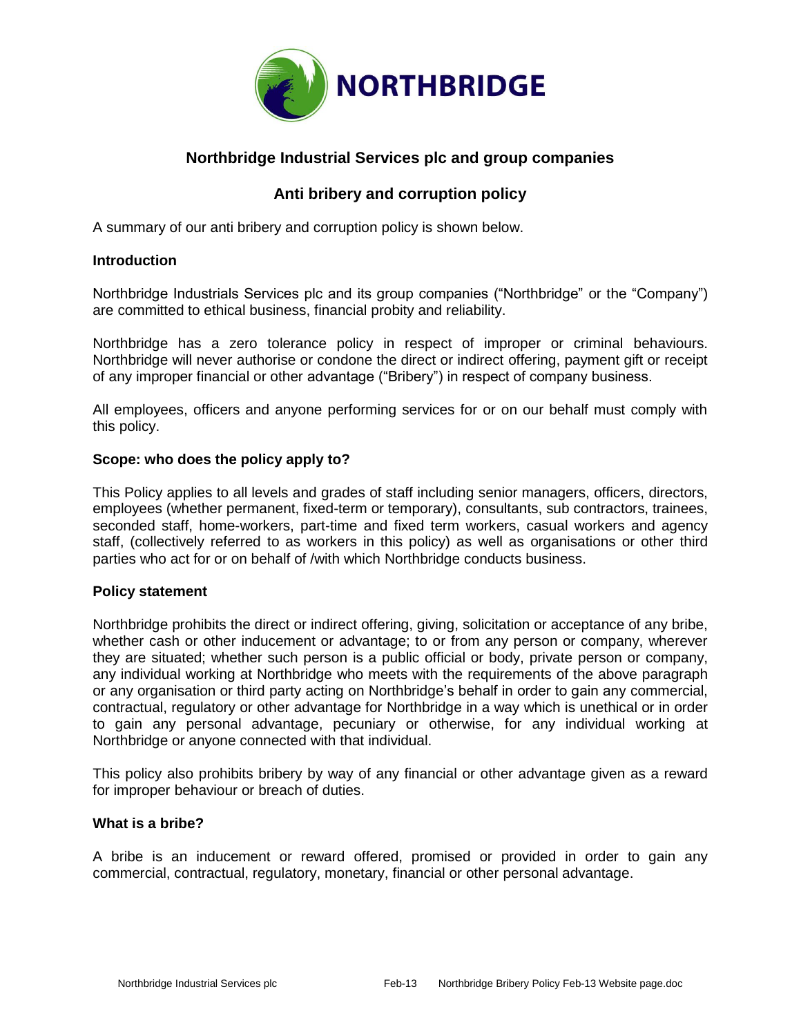NORTHBRIDGE

# Northbridge Industrial Services plc and group companies

## Anti bribery and corruption policy

A summary of our anti bribery and corruption policy is shown below.

**Introduction**

Northbridge Industrials Services plc and its group companies ("Northbridge" or the "Company") are committed to ethical business, financial probity and reliability.

Northbridge has a zero tolerance policy in respect of improper or criminal behaviours. Northbridge will never authorise or condone the direct or indirect offering, payment gift or receipt of any improper financial or other advantage ("Bribery") in respect of company business.

All employees, officers and anyone performing services for or on our behalf must comply with this policy.

**Scope: who does the policy apply to?**

This Policy applies to all levels and grades of staff including senior managers, officers, directors, employees (whether permanent, fixed-term or temporary), consultants, sub contractors, trainees, seconded staff, home-workers, part-time and fixed term workers, casual workers and agency staff, (collectively referred to as workers in this policy) as well as organisations or other third parties who act for or on behalf of /with which Northbridge conducts business.

**Policy statement**

Northbridge prohibits the direct or indirect offering, giving, solicitation or acceptance of any bribe, whether cash or other inducement or advantage; to or from any person or company, wherever they are situated; whether such person is a public official or body, private person or company, any individual working at Northbridge who meets with the requirements of the above paragraph or any organisation or third party acting on Northbridge's behalf in order to gain any commercial, contractual, regulatory or other advantage for Northbridge in a way which is unethical or in order to gain any personal advantage, pecuniary or otherwise, for any individual working at Northbridge or anyone connected with that individual.

This policy also prohibits bribery by way of any financial or other advantage given as a reward for improper behaviour or breach of duties.

**What is a bribe?**

A bribe is an inducement or reward offered, promised or provided in order to gain any commercial, contractual, regulatory, monetary, financial or other personal advantage.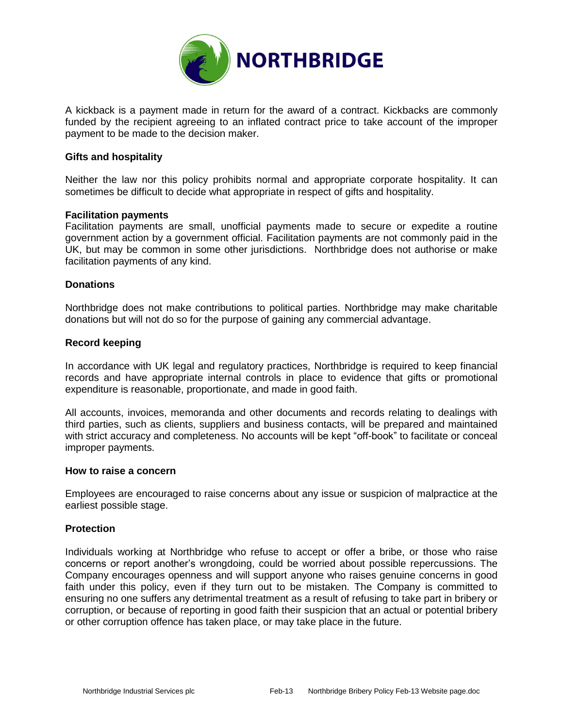A kickback is a payment made in return for the award of a contract. Kickbacks are commonly funded by the recipient agreeing to an inflated contract price to take account of the improper payment to be made to the decision maker.

**Gifts and hospitality**

Neither the law nor this policy prohibits normal and appropriate corporate hospitality. It can sometimes be difficult to decide what appropriate in respect of gifts and hospitality.

**Facilitation payments**

Facilitation payments are small, unofficial payments made to secure or expedite a routine government action by a government official. Facilitation payments are not commonly paid in the UK, but may be common in some other jurisdictions. Northbridge does not authorise or make facilitation payments of any kind.

**Donations**

Northbridge does not make contributions to political parties. Northbridge may make charitable donations but will not do so for the purpose of gaining any commercial advantage.

**Record keeping**

In accordance with UK legal and regulatory practices, Northbridge is required to keep financial records and have appropriate internal controls in place to evidence that gifts or promotional expenditure is reasonable, proportionate, and made in good faith.

All accounts, invoices, memoranda and other documents and records relating to dealings with third parties, such as clients, suppliers and business contacts, will be prepared and maintained with strict accuracy and completeness. No accounts will be kept "off-book" to facilitate or conceal improper payments.

**How to raise a concern**

Employees are encouraged to raise concerns about any issue or suspicion of malpractice at the earliest possible stage.

**Protection**

Individuals working at Northbridge who refuse to accept or offer a bribe, or those who raise concerns or report another's wrongdoing, could be worried about possible repercussions. The Company encourages openness and will support anyone who raises genuine concerns in good faith under this policy, even if they turn out to be mistaken. The Company is committed to ensuring no one suffers any detrimental treatment as a result of refusing to take part in bribery or corruption, or because of reporting in good faith their suspicion that an actual or potential bribery or other corruption offence has taken place, or may take place in the future.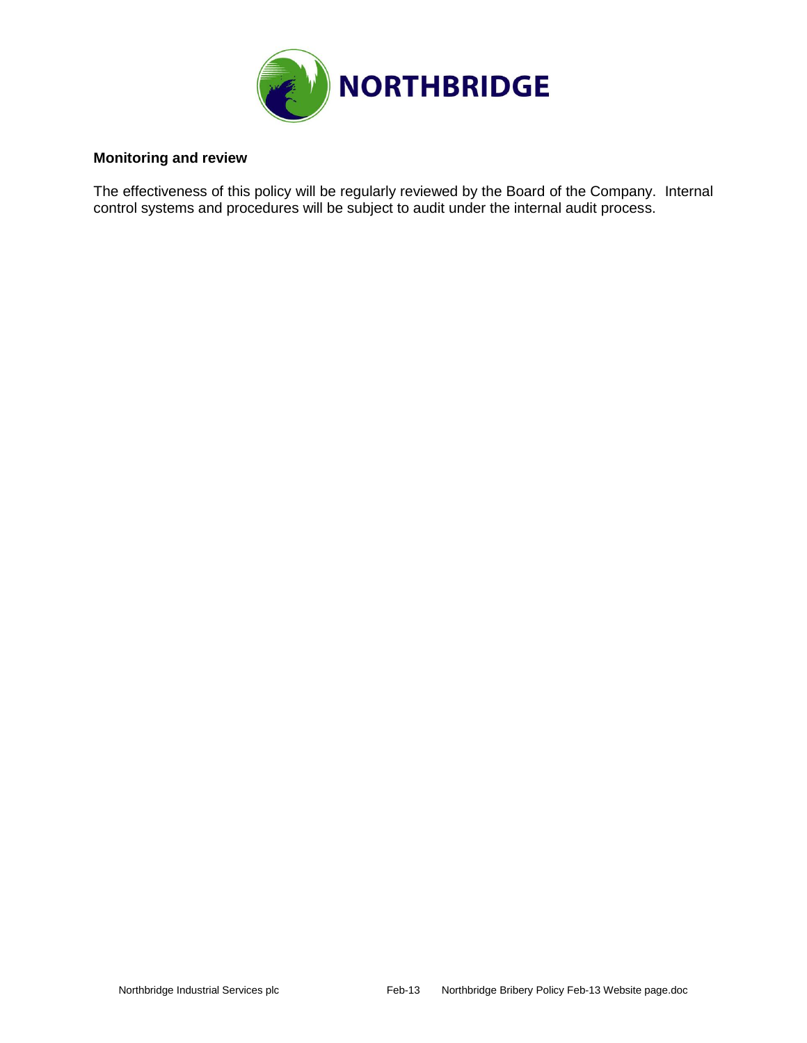**Monitoring and review**

The effectiveness of this policy will be regularly reviewed by the Board of the Company. Internal control systems and procedures will be subject to audit under the internal audit process.